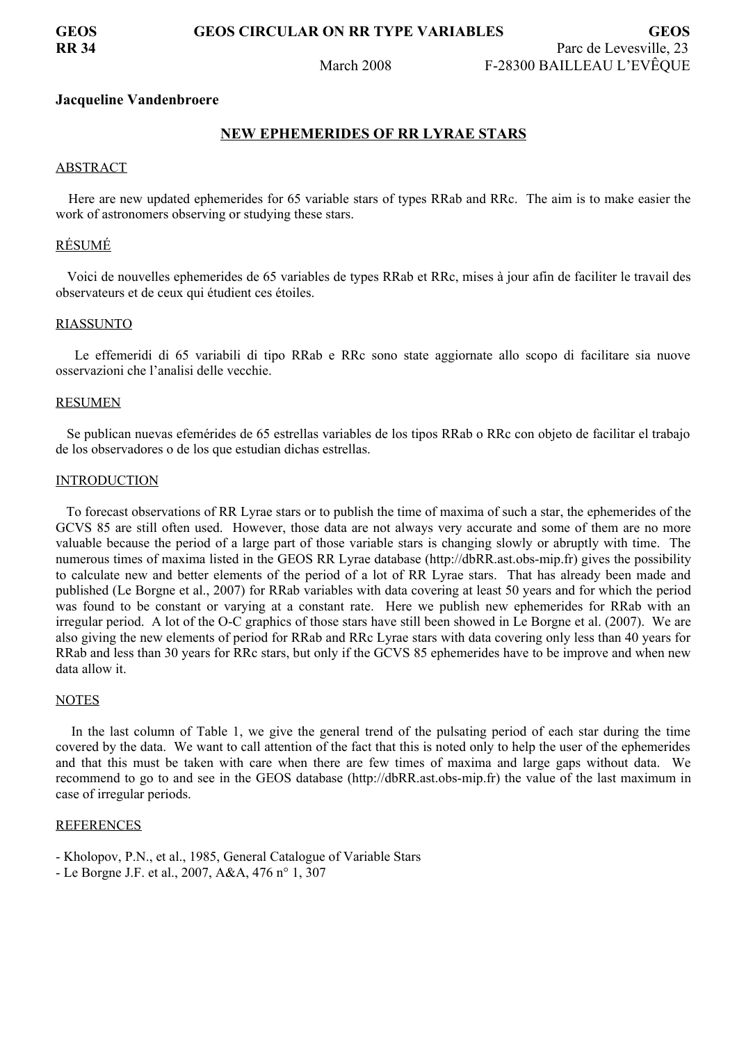GEOS RR 34

**GEOS CIRCULAR ON RR TYPE VARIABLES**

March 2008

GEOS
Parc de Levesville, 23
F-28300 BAILLEAU L'EVÊQUE

**Jacqueline Vandenbroere**

## NEW EPHEMERIDES OF RR LYRAE STARS

### ABSTRACT

Here are new updated ephemerides for 65 variable stars of types RRab and RRc. The aim is to make easier the work of astronomers observing or studying these stars.

### RÉSUMÉ

Voici de nouvelles ephemerides de 65 variables de types RRab et RRc, mises à jour afin de faciliter le travail des observateurs et de ceux qui étudient ces étoiles.

### RIASSUNTO

Le effemeridi di 65 variabili di tipo RRab e RRc sono state aggiornate allo scopo di facilitare sia nuove osservazioni che l'analisi delle vecchie.

### RESUMEN

Se publican nuevas efemérides de 65 estrellas variables de los tipos RRab o RRc con objeto de facilitar el trabajo de los observadores o de los que estudian dichas estrellas.

### INTRODUCTION

To forecast observations of RR Lyrae stars or to publish the time of maxima of such a star, the ephemerides of the GCVS 85 are still often used. However, those data are not always very accurate and some of them are no more valuable because the period of a large part of those variable stars is changing slowly or abruptly with time. The numerous times of maxima listed in the GEOS RR Lyrae database (http://dbRR.ast.obs-mip.fr) gives the possibility to calculate new and better elements of the period of a lot of RR Lyrae stars. That has already been made and published (Le Borgne et al., 2007) for RRab variables with data covering at least 50 years and for which the period was found to be constant or varying at a constant rate. Here we publish new ephemerides for RRab with an irregular period. A lot of the O-C graphics of those stars have still been showed in Le Borgne et al. (2007). We are also giving the new elements of period for RRab and RRc Lyrae stars with data covering only less than 40 years for RRab and less than 30 years for RRc stars, but only if the GCVS 85 ephemerides have to be improve and when new data allow it.

### NOTES

In the last column of Table 1, we give the general trend of the pulsating period of each star during the time covered by the data. We want to call attention of the fact that this is noted only to help the user of the ephemerides and that this must be taken with care when there are few times of maxima and large gaps without data. We recommend to go to and see in the GEOS database (http://dbRR.ast.obs-mip.fr) the value of the last maximum in case of irregular periods.

### REFERENCES

- Kholopov, P.N., et al., 1985, General Catalogue of Variable Stars
- Le Borgne J.F. et al., 2007, A&A, 476 n° 1, 307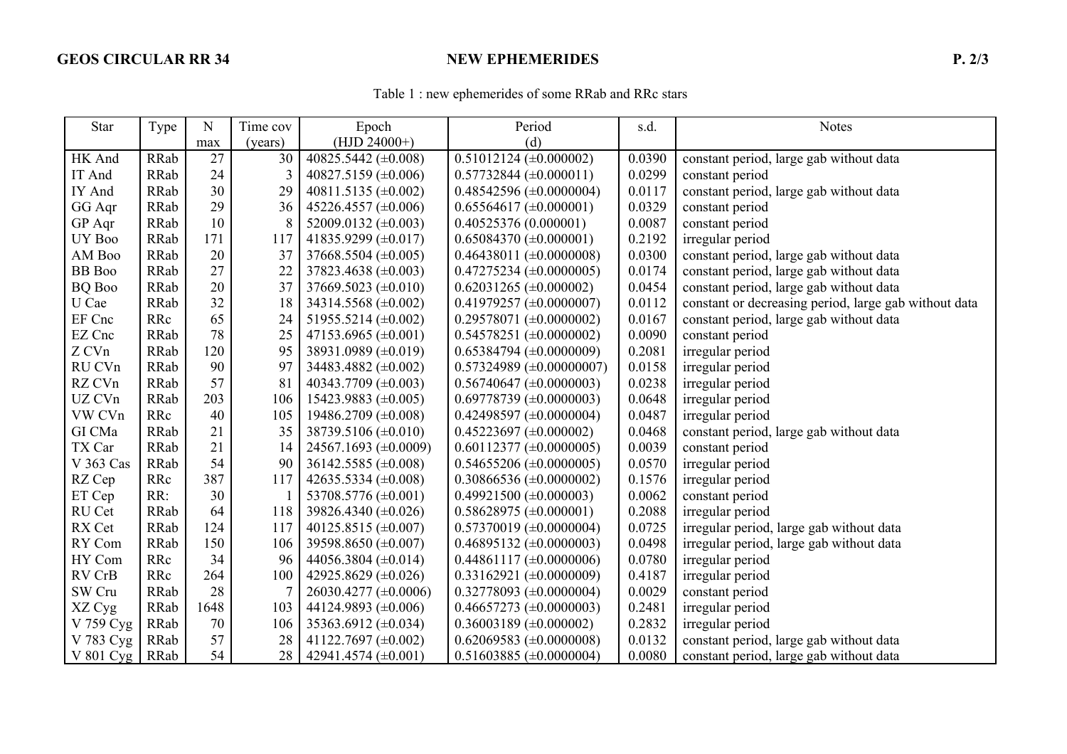Table 1 : new ephemerides of some RRab and RRc stars

| Star | Type | N max | Time cov (years) | Epoch (HJD 24000+) | Period (d) | s.d. | Notes |
|---|---|---|---|---|---|---|---|
| HK And | RRab | 27 | 30 | 40825.5442 (±0.008) | 0.51012124 (±0.000002) | 0.0390 | constant period, large gab without data |
| IT And | RRab | 24 | 3 | 40827.5159 (±0.006) | 0.57732844 (±0.000011) | 0.0299 | constant period |
| IY And | RRab | 30 | 29 | 40811.5135 (±0.002) | 0.48542596 (±0.0000004) | 0.0117 | constant period, large gab without data |
| GG Aqr | RRab | 29 | 36 | 45226.4557 (±0.006) | 0.65564617 (±0.000001) | 0.0329 | constant period |
| GP Aqr | RRab | 10 | 8 | 52009.0132 (±0.003) | 0.40525376 (0.000001) | 0.0087 | constant period |
| UY Boo | RRab | 171 | 117 | 41835.9299 (±0.017) | 0.65084370 (±0.000001) | 0.2192 | irregular period |
| AM Boo | RRab | 20 | 37 | 37668.5504 (±0.005) | 0.46438011 (±0.0000008) | 0.0300 | constant period, large gab without data |
| BB Boo | RRab | 27 | 22 | 37823.4638 (±0.003) | 0.47275234 (±0.0000005) | 0.0174 | constant period, large gab without data |
| BQ Boo | RRab | 20 | 37 | 37669.5023 (±0.010) | 0.62031265 (±0.000002) | 0.0454 | constant period, large gab without data |
| U Cae | RRab | 32 | 18 | 34314.5568 (±0.002) | 0.41979257 (±0.0000007) | 0.0112 | constant or decreasing period, large gab without data |
| EF Cnc | RRc | 65 | 24 | 51955.5214 (±0.002) | 0.29578071 (±0.0000002) | 0.0167 | constant period, large gab without data |
| EZ Cnc | RRab | 78 | 25 | 47153.6965 (±0.001) | 0.54578251 (±0.0000002) | 0.0090 | constant period |
| Z CVn | RRab | 120 | 95 | 38931.0989 (±0.019) | 0.65384794 (±0.0000009) | 0.2081 | irregular period |
| RU CVn | RRab | 90 | 97 | 34483.4882 (±0.002) | 0.57324989 (±0.00000007) | 0.0158 | irregular period |
| RZ CVn | RRab | 57 | 81 | 40343.7709 (±0.003) | 0.56740647 (±0.0000003) | 0.0238 | irregular period |
| UZ CVn | RRab | 203 | 106 | 15423.9883 (±0.005) | 0.69778739 (±0.0000003) | 0.0648 | irregular period |
| VW CVn | RRc | 40 | 105 | 19486.2709 (±0.008) | 0.42498597 (±0.0000004) | 0.0487 | irregular period |
| GI CMa | RRab | 21 | 35 | 38739.5106 (±0.010) | 0.45223697 (±0.000002) | 0.0468 | constant period, large gab without data |
| TX Car | RRab | 21 | 14 | 24567.1693 (±0.0009) | 0.60112377 (±0.0000005) | 0.0039 | constant period |
| V 363 Cas | RRab | 54 | 90 | 36142.5585 (±0.008) | 0.54655206 (±0.0000005) | 0.0570 | irregular period |
| RZ Cep | RRc | 387 | 117 | 42635.5334 (±0.008) | 0.30866536 (±0.0000002) | 0.1576 | irregular period |
| ET Cep | RR: | 30 | 1 | 53708.5776 (±0.001) | 0.49921500 (±0.000003) | 0.0062 | constant period |
| RU Cet | RRab | 64 | 118 | 39826.4340 (±0.026) | 0.58628975 (±0.000001) | 0.2088 | irregular period |
| RX Cet | RRab | 124 | 117 | 40125.8515 (±0.007) | 0.57370019 (±0.0000004) | 0.0725 | irregular period, large gab without data |
| RY Com | RRab | 150 | 106 | 39598.8650 (±0.007) | 0.46895132 (±0.0000003) | 0.0498 | irregular period, large gab without data |
| HY Com | RRc | 34 | 96 | 44056.3804 (±0.014) | 0.44861117 (±0.0000006) | 0.0780 | irregular period |
| RV CrB | RRc | 264 | 100 | 42925.8629 (±0.026) | 0.33162921 (±0.0000009) | 0.4187 | irregular period |
| SW Cru | RRab | 28 | 7 | 26030.4277 (±0.0006) | 0.32778093 (±0.0000004) | 0.0029 | constant period |
| XZ Cyg | RRab | 1648 | 103 | 44124.9893 (±0.006) | 0.46657273 (±0.0000003) | 0.2481 | irregular period |
| V 759 Cyg | RRab | 70 | 106 | 35363.6912 (±0.034) | 0.36003189 (±0.000002) | 0.2832 | irregular period |
| V 783 Cyg | RRab | 57 | 28 | 41122.7697 (±0.002) | 0.62069583 (±0.0000008) | 0.0132 | constant period, large gab without data |
| V 801 Cyg | RRab | 54 | 28 | 42941.4574 (±0.001) | 0.51603885 (±0.0000004) | 0.0080 | constant period, large gab without data |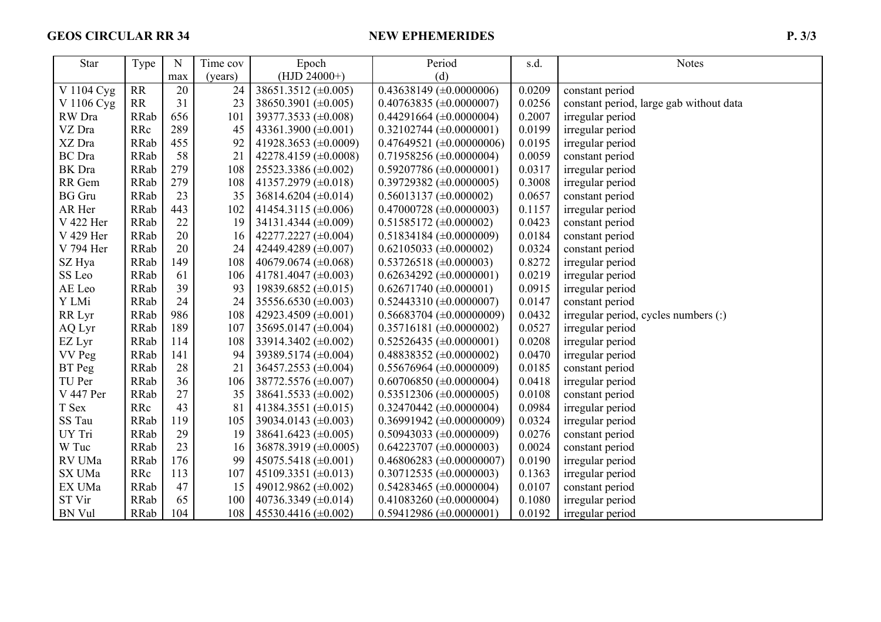| Star | Type | N max | Time cov (years) | Epoch (HJD 24000+) | Period (d) | s.d. | Notes |
|---|---|---|---|---|---|---|---|
| V 1104 Cyg | RR | 20 | 24 | 38651.3512 (±0.005) | 0.43638149 (±0.0000006) | 0.0209 | constant period |
| V 1106 Cyg | RR | 31 | 23 | 38650.3901 (±0.005) | 0.40763835 (±0.0000007) | 0.0256 | constant period, large gab without data |
| RW Dra | RRab | 656 | 101 | 39377.3533 (±0.008) | 0.44291664 (±0.0000004) | 0.2007 | irregular period |
| VZ Dra | RRc | 289 | 45 | 43361.3900 (±0.001) | 0.32102744 (±0.0000001) | 0.0199 | irregular period |
| XZ Dra | RRab | 455 | 92 | 41928.3653 (±0.0009) | 0.47649521 (±0.00000006) | 0.0195 | irregular period |
| BC Dra | RRab | 58 | 21 | 42278.4159 (±0.0008) | 0.71958256 (±0.0000004) | 0.0059 | constant period |
| BK Dra | RRab | 279 | 108 | 25523.3386 (±0.002) | 0.59207786 (±0.0000001) | 0.0317 | irregular period |
| RR Gem | RRab | 279 | 108 | 41357.2979 (±0.018) | 0.39729382 (±0.0000005) | 0.3008 | irregular period |
| BG Gru | RRab | 23 | 35 | 36814.6204 (±0.014) | 0.56013137 (±0.000002) | 0.0657 | constant period |
| AR Her | RRab | 443 | 102 | 41454.3115 (±0.006) | 0.47000728 (±0.0000003) | 0.1157 | irregular period |
| V 422 Her | RRab | 22 | 19 | 34131.4344 (±0.009) | 0.51585172 (±0.000002) | 0.0423 | constant period |
| V 429 Her | RRab | 20 | 16 | 42277.2227 (±0.004) | 0.51834184 (±0.0000009) | 0.0184 | constant period |
| V 794 Her | RRab | 20 | 24 | 42449.4289 (±0.007) | 0.62105033 (±0.000002) | 0.0324 | constant period |
| SZ Hya | RRab | 149 | 108 | 40679.0674 (±0.068) | 0.53726518 (±0.000003) | 0.8272 | irregular period |
| SS Leo | RRab | 61 | 106 | 41781.4047 (±0.003) | 0.62634292 (±0.0000001) | 0.0219 | irregular period |
| AE Leo | RRab | 39 | 93 | 19839.6852 (±0.015) | 0.62671740 (±0.000001) | 0.0915 | irregular period |
| Y LMi | RRab | 24 | 24 | 35556.6530 (±0.003) | 0.52443310 (±0.0000007) | 0.0147 | constant period |
| RR Lyr | RRab | 986 | 108 | 42923.4509 (±0.001) | 0.56683704 (±0.00000009) | 0.0432 | irregular period, cycles numbers (:) |
| AQ Lyr | RRab | 189 | 107 | 35695.0147 (±0.004) | 0.35716181 (±0.0000002) | 0.0527 | irregular period |
| EZ Lyr | RRab | 114 | 108 | 33914.3402 (±0.002) | 0.52526435 (±0.0000001) | 0.0208 | irregular period |
| VV Peg | RRab | 141 | 94 | 39389.5174 (±0.004) | 0.48838352 (±0.0000002) | 0.0470 | irregular period |
| BT Peg | RRab | 28 | 21 | 36457.2553 (±0.004) | 0.55676964 (±0.0000009) | 0.0185 | constant period |
| TU Per | RRab | 36 | 106 | 38772.5576 (±0.007) | 0.60706850 (±0.0000004) | 0.0418 | irregular period |
| V 447 Per | RRab | 27 | 35 | 38641.5533 (±0.002) | 0.53512306 (±0.0000005) | 0.0108 | constant period |
| T Sex | RRc | 43 | 81 | 41384.3551 (±0.015) | 0.32470442 (±0.0000004) | 0.0984 | irregular period |
| SS Tau | RRab | 119 | 105 | 39034.0143 (±0.003) | 0.36991942 (±0.00000009) | 0.0324 | irregular period |
| UY Tri | RRab | 29 | 19 | 38641.6423 (±0.005) | 0.50943033 (±0.0000009) | 0.0276 | constant period |
| W Tuc | RRab | 23 | 16 | 36878.3919 (±0.0005) | 0.64223707 (±0.0000003) | 0.0024 | constant period |
| RV UMa | RRab | 176 | 99 | 45075.5418 (±0.001) | 0.46806283 (±0.00000007) | 0.0190 | irregular period |
| SX UMa | RRc | 113 | 107 | 45109.3351 (±0.013) | 0.30712535 (±0.0000003) | 0.1363 | irregular period |
| EX UMa | RRab | 47 | 15 | 49012.9862 (±0.002) | 0.54283465 (±0.0000004) | 0.0107 | constant period |
| ST Vir | RRab | 65 | 100 | 40736.3349 (±0.014) | 0.41083260 (±0.0000004) | 0.1080 | irregular period |
| BN Vul | RRab | 104 | 108 | 45530.4416 (±0.002) | 0.59412986 (±0.0000001) | 0.0192 | irregular period |